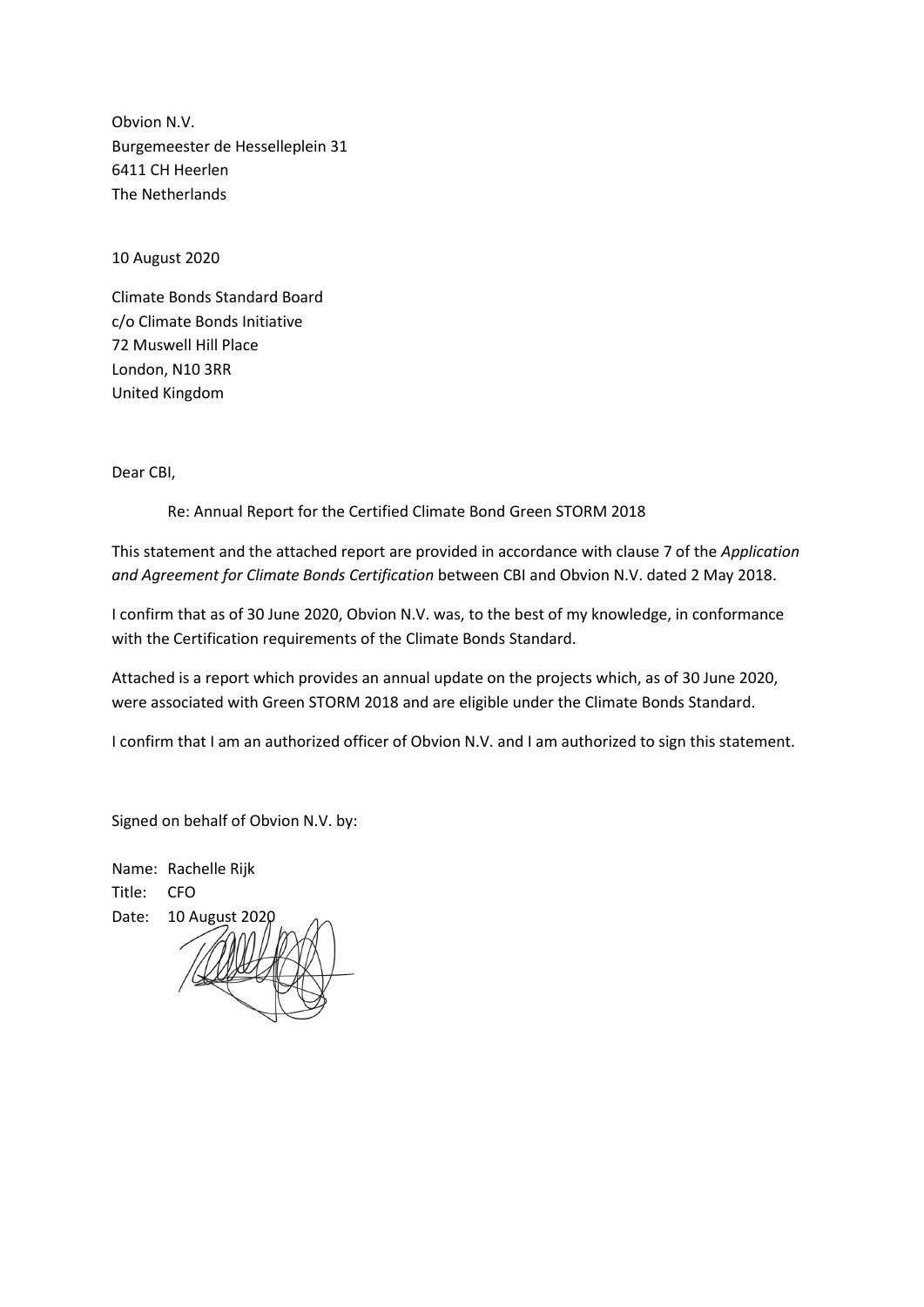Obvion N.V.
Burgemeester de Hesselleplein 31
6411 CH Heerlen
The Netherlands

10 August 2020

Climate Bonds Standard Board
c/o Climate Bonds Initiative
72 Muswell Hill Place
London, N10 3RR
United Kingdom

Dear CBI,

Re: Annual Report for the Certified Climate Bond Green STORM 2018

This statement and the attached report are provided in accordance with clause 7 of the *Application and Agreement for Climate Bonds Certification* between CBI and Obvion N.V. dated 2 May 2018.

I confirm that as of 30 June 2020, Obvion N.V. was, to the best of my knowledge, in conformance with the Certification requirements of the Climate Bonds Standard.

Attached is a report which provides an annual update on the projects which, as of 30 June 2020, were associated with Green STORM 2018 and are eligible under the Climate Bonds Standard.

I confirm that I am an authorized officer of Obvion N.V. and I am authorized to sign this statement.

Signed on behalf of Obvion N.V. by:

Name: Rachelle Rijk
Title: CFO
Date: 10 August 2020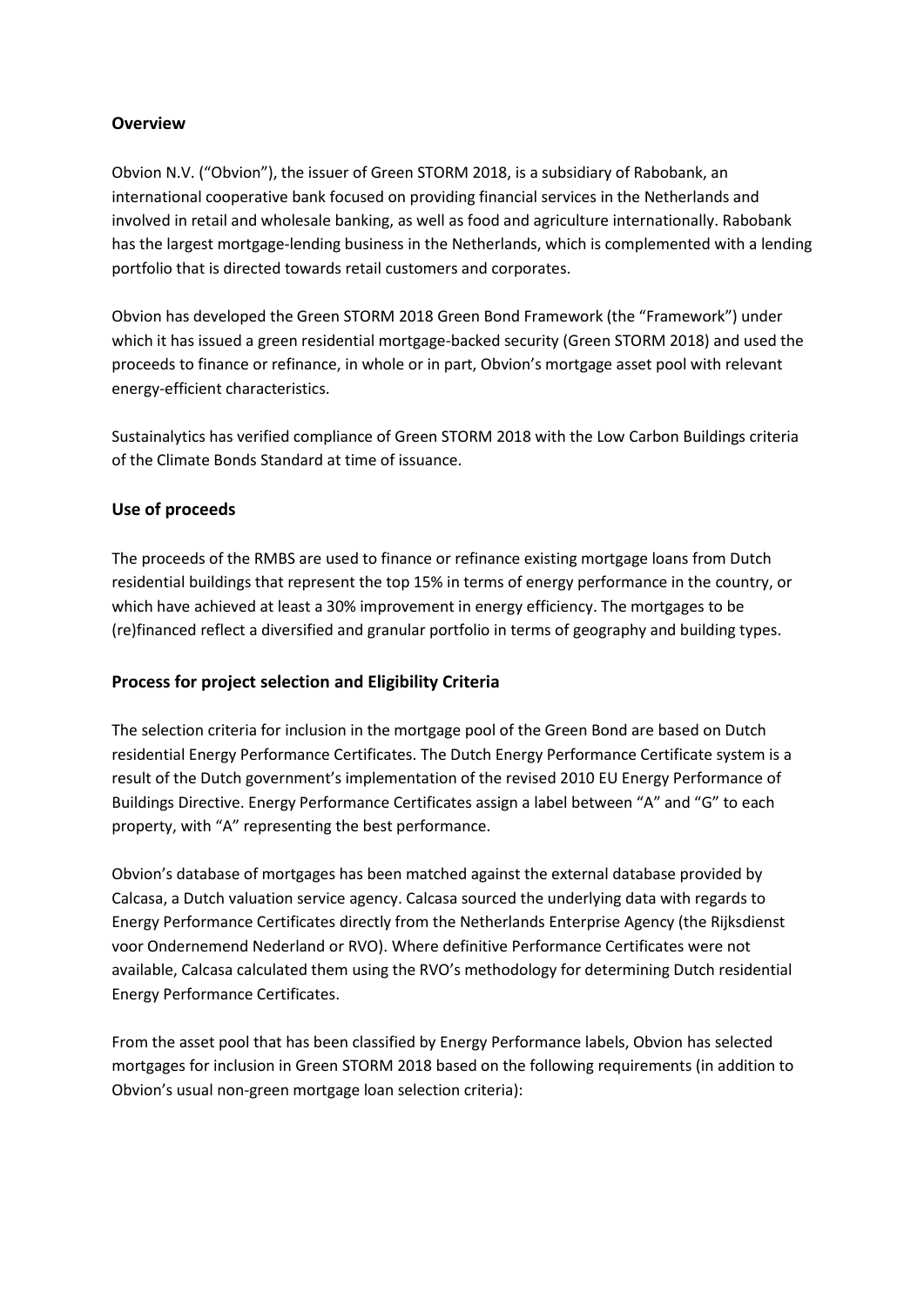## Overview

Obvion N.V. ("Obvion"), the issuer of Green STORM 2018, is a subsidiary of Rabobank, an international cooperative bank focused on providing financial services in the Netherlands and involved in retail and wholesale banking, as well as food and agriculture internationally. Rabobank has the largest mortgage-lending business in the Netherlands, which is complemented with a lending portfolio that is directed towards retail customers and corporates.

Obvion has developed the Green STORM 2018 Green Bond Framework (the "Framework") under which it has issued a green residential mortgage-backed security (Green STORM 2018) and used the proceeds to finance or refinance, in whole or in part, Obvion's mortgage asset pool with relevant energy-efficient characteristics.

Sustainalytics has verified compliance of Green STORM 2018 with the Low Carbon Buildings criteria of the Climate Bonds Standard at time of issuance.

## Use of proceeds

The proceeds of the RMBS are used to finance or refinance existing mortgage loans from Dutch residential buildings that represent the top 15% in terms of energy performance in the country, or which have achieved at least a 30% improvement in energy efficiency. The mortgages to be (re)financed reflect a diversified and granular portfolio in terms of geography and building types.

## Process for project selection and Eligibility Criteria

The selection criteria for inclusion in the mortgage pool of the Green Bond are based on Dutch residential Energy Performance Certificates. The Dutch Energy Performance Certificate system is a result of the Dutch government's implementation of the revised 2010 EU Energy Performance of Buildings Directive. Energy Performance Certificates assign a label between "A" and "G" to each property, with "A" representing the best performance.

Obvion's database of mortgages has been matched against the external database provided by Calcasa, a Dutch valuation service agency. Calcasa sourced the underlying data with regards to Energy Performance Certificates directly from the Netherlands Enterprise Agency (the Rijksdienst voor Ondernemend Nederland or RVO). Where definitive Performance Certificates were not available, Calcasa calculated them using the RVO's methodology for determining Dutch residential Energy Performance Certificates.

From the asset pool that has been classified by Energy Performance labels, Obvion has selected mortgages for inclusion in Green STORM 2018 based on the following requirements (in addition to Obvion's usual non-green mortgage loan selection criteria):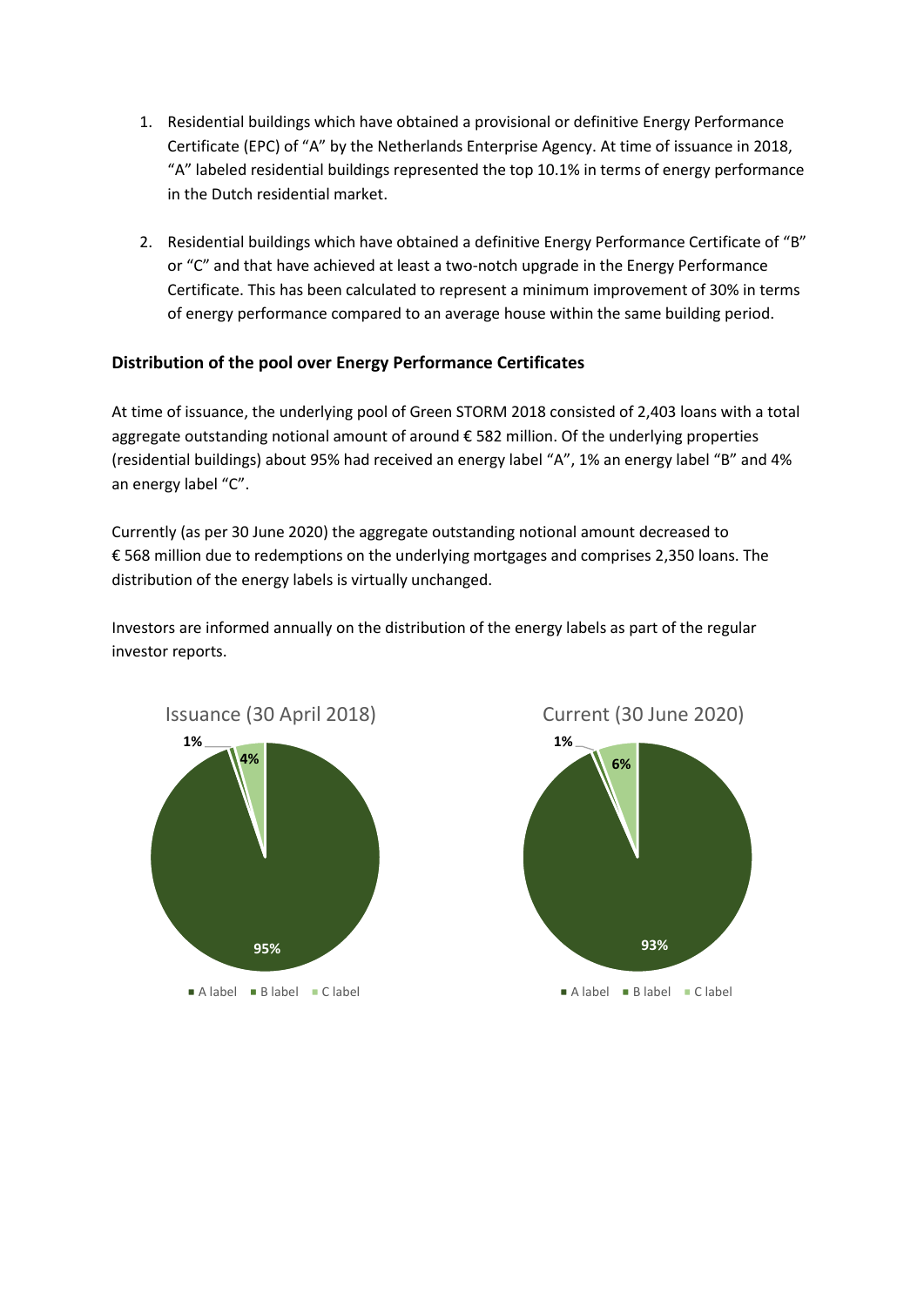1. Residential buildings which have obtained a provisional or definitive Energy Performance Certificate (EPC) of "A" by the Netherlands Enterprise Agency. At time of issuance in 2018, "A" labeled residential buildings represented the top 10.1% in terms of energy performance in the Dutch residential market.

2. Residential buildings which have obtained a definitive Energy Performance Certificate of "B" or "C" and that have achieved at least a two-notch upgrade in the Energy Performance Certificate. This has been calculated to represent a minimum improvement of 30% in terms of energy performance compared to an average house within the same building period.

### Distribution of the pool over Energy Performance Certificates

At time of issuance, the underlying pool of Green STORM 2018 consisted of 2,403 loans with a total aggregate outstanding notional amount of around € 582 million. Of the underlying properties (residential buildings) about 95% had received an energy label "A", 1% an energy label "B" and 4% an energy label "C".

Currently (as per 30 June 2020) the aggregate outstanding notional amount decreased to € 568 million due to redemptions on the underlying mortgages and comprises 2,350 loans. The distribution of the energy labels is virtually unchanged.

Investors are informed annually on the distribution of the energy labels as part of the regular investor reports.

Issuance (30 April 2018)

1%
4%
95%

A label  B label  C label

Current (30 June 2020)

1%
6%
93%

A label  B label  C label